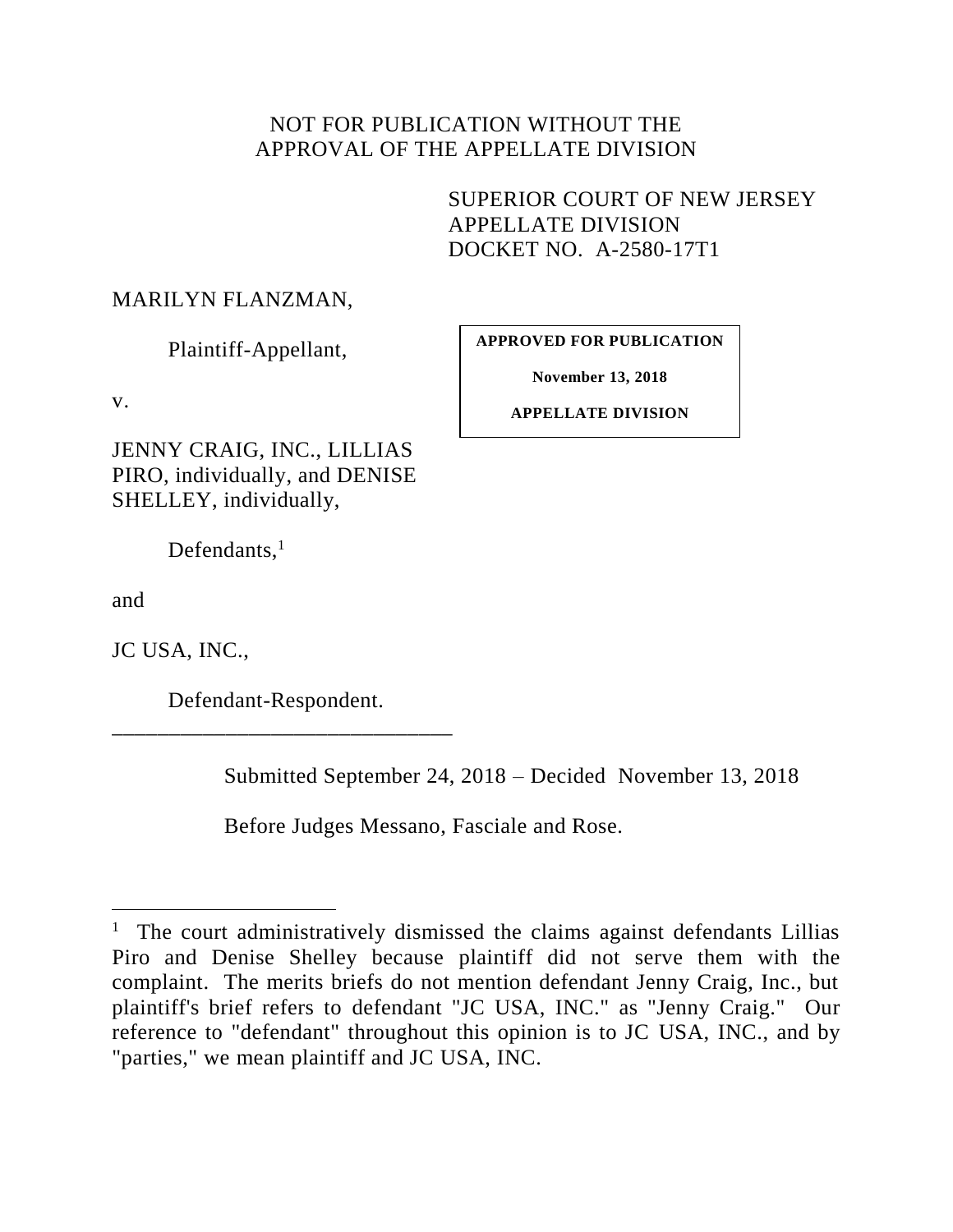NOT FOR PUBLICATION WITHOUT THE
APPROVAL OF THE APPELLATE DIVISION

SUPERIOR COURT OF NEW JERSEY
APPELLATE DIVISION
DOCKET NO. A-2580-17T1

MARILYN FLANZMAN,

Plaintiff-Appellant,

**APPROVED FOR PUBLICATION**

**November 13, 2018**

**APPELLATE DIVISION**

v.

JENNY CRAIG, INC., LILLIAS PIRO, individually, and DENISE SHELLEY, individually,

Defendants,[1]

and

JC USA, INC.,

Defendant-Respondent.

_______________________________

Submitted September 24, 2018 – Decided November 13, 2018

Before Judges Messano, Fasciale and Rose.

---

[1] The court administratively dismissed the claims against defendants Lillias Piro and Denise Shelley because plaintiff did not serve them with the complaint. The merits briefs do not mention defendant Jenny Craig, Inc., but plaintiff's brief refers to defendant "JC USA, INC." as "Jenny Craig." Our reference to "defendant" throughout this opinion is to JC USA, INC., and by "parties," we mean plaintiff and JC USA, INC.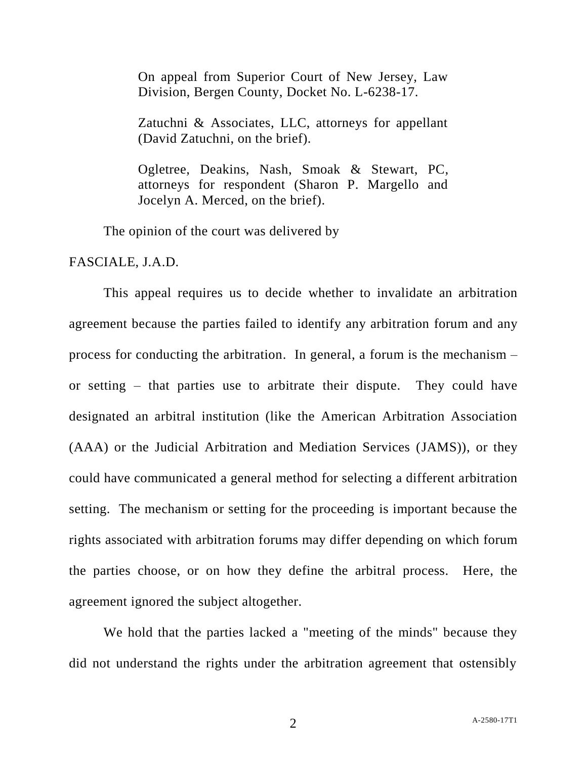On appeal from Superior Court of New Jersey, Law Division, Bergen County, Docket No. L-6238-17.

Zatuchni & Associates, LLC, attorneys for appellant (David Zatuchni, on the brief).

Ogletree, Deakins, Nash, Smoak & Stewart, PC, attorneys for respondent (Sharon P. Margello and Jocelyn A. Merced, on the brief).

The opinion of the court was delivered by

FASCIALE, J.A.D.

This appeal requires us to decide whether to invalidate an arbitration agreement because the parties failed to identify any arbitration forum and any process for conducting the arbitration. In general, a forum is the mechanism – or setting – that parties use to arbitrate their dispute. They could have designated an arbitral institution (like the American Arbitration Association (AAA) or the Judicial Arbitration and Mediation Services (JAMS)), or they could have communicated a general method for selecting a different arbitration setting. The mechanism or setting for the proceeding is important because the rights associated with arbitration forums may differ depending on which forum the parties choose, or on how they define the arbitral process. Here, the agreement ignored the subject altogether.

We hold that the parties lacked a "meeting of the minds" because they did not understand the rights under the arbitration agreement that ostensibly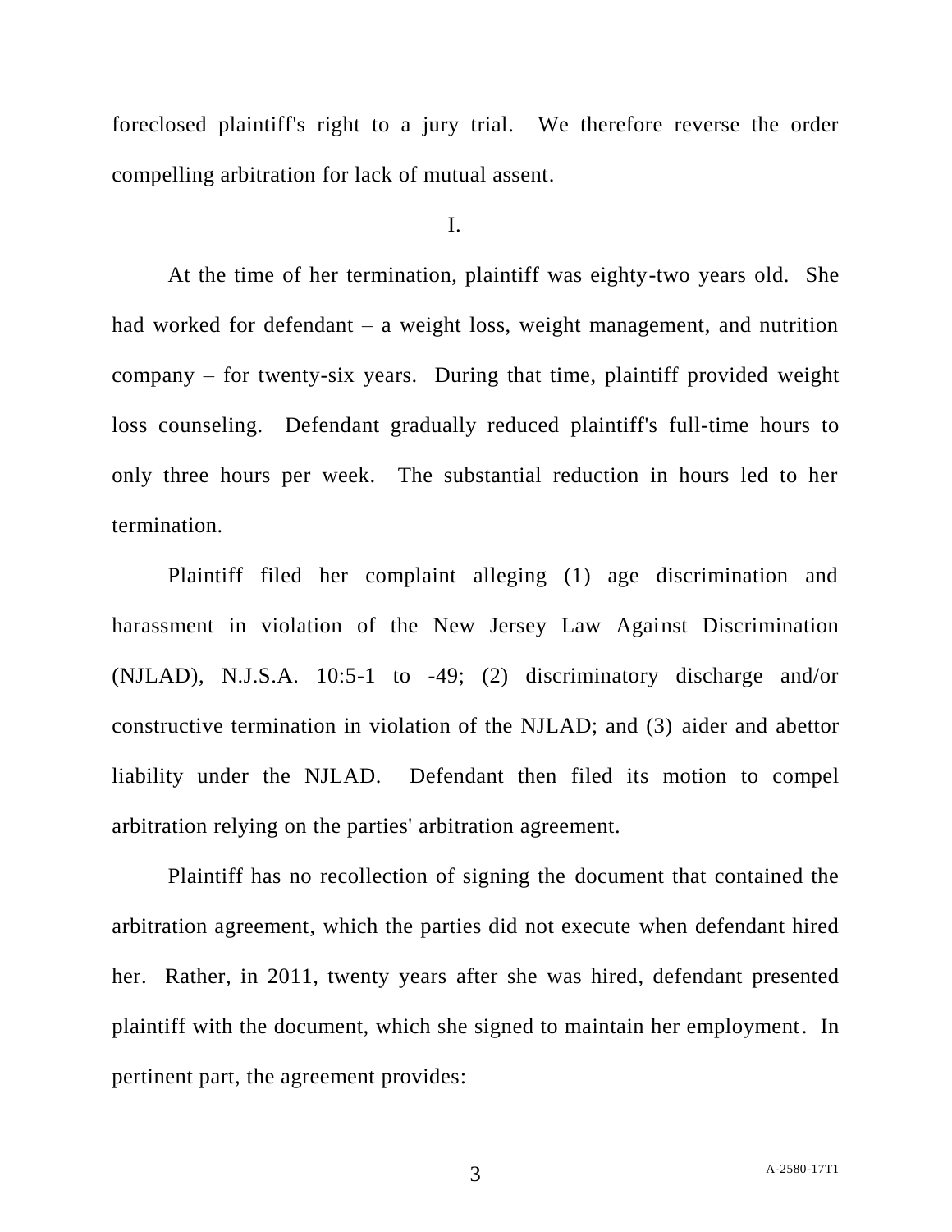foreclosed plaintiff's right to a jury trial. We therefore reverse the order compelling arbitration for lack of mutual assent.

## I.

At the time of her termination, plaintiff was eighty-two years old. She had worked for defendant – a weight loss, weight management, and nutrition company – for twenty-six years. During that time, plaintiff provided weight loss counseling. Defendant gradually reduced plaintiff's full-time hours to only three hours per week. The substantial reduction in hours led to her termination.

Plaintiff filed her complaint alleging (1) age discrimination and harassment in violation of the New Jersey Law Against Discrimination (NJLAD), N.J.S.A. 10:5-1 to -49; (2) discriminatory discharge and/or constructive termination in violation of the NJLAD; and (3) aider and abettor liability under the NJLAD. Defendant then filed its motion to compel arbitration relying on the parties' arbitration agreement.

Plaintiff has no recollection of signing the document that contained the arbitration agreement, which the parties did not execute when defendant hired her. Rather, in 2011, twenty years after she was hired, defendant presented plaintiff with the document, which she signed to maintain her employment. In pertinent part, the agreement provides: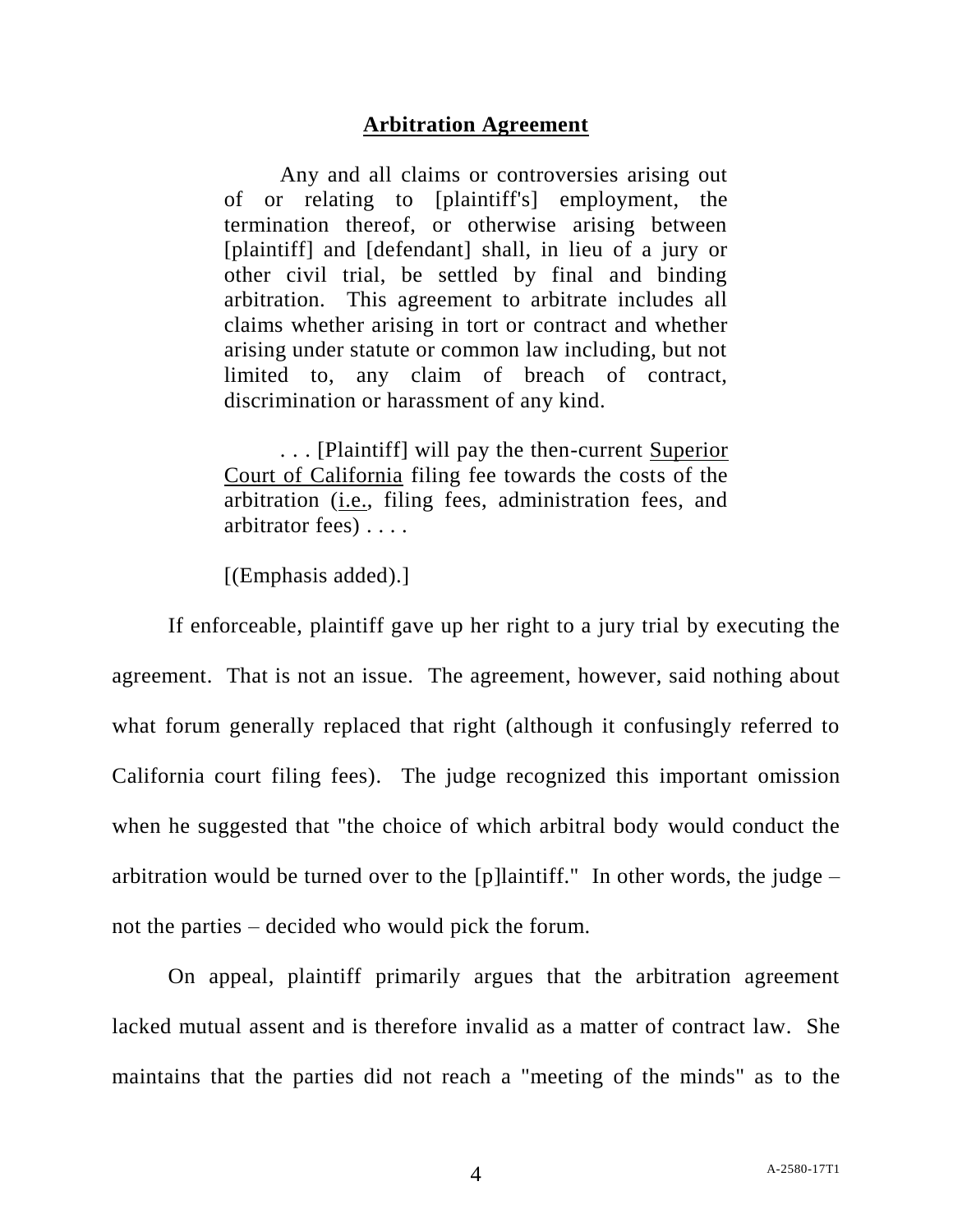**Arbitration Agreement**

> Any and all claims or controversies arising out of or relating to [plaintiff's] employment, the termination thereof, or otherwise arising between [plaintiff] and [defendant] shall, in lieu of a jury or other civil trial, be settled by final and binding arbitration. This agreement to arbitrate includes all claims whether arising in tort or contract and whether arising under statute or common law including, but not limited to, any claim of breach of contract, discrimination or harassment of any kind.
>
> . . . [Plaintiff] will pay the then-current <u>Superior Court of California</u> filing fee towards the costs of the arbitration (<u>i.e.</u>, filing fees, administration fees, and arbitrator fees) . . . .
>
> [(Emphasis added).]

If enforceable, plaintiff gave up her right to a jury trial by executing the agreement. That is not an issue. The agreement, however, said nothing about what forum generally replaced that right (although it confusingly referred to California court filing fees). The judge recognized this important omission when he suggested that "the choice of which arbitral body would conduct the arbitration would be turned over to the [p]laintiff." In other words, the judge – not the parties – decided who would pick the forum.

On appeal, plaintiff primarily argues that the arbitration agreement lacked mutual assent and is therefore invalid as a matter of contract law. She maintains that the parties did not reach a "meeting of the minds" as to the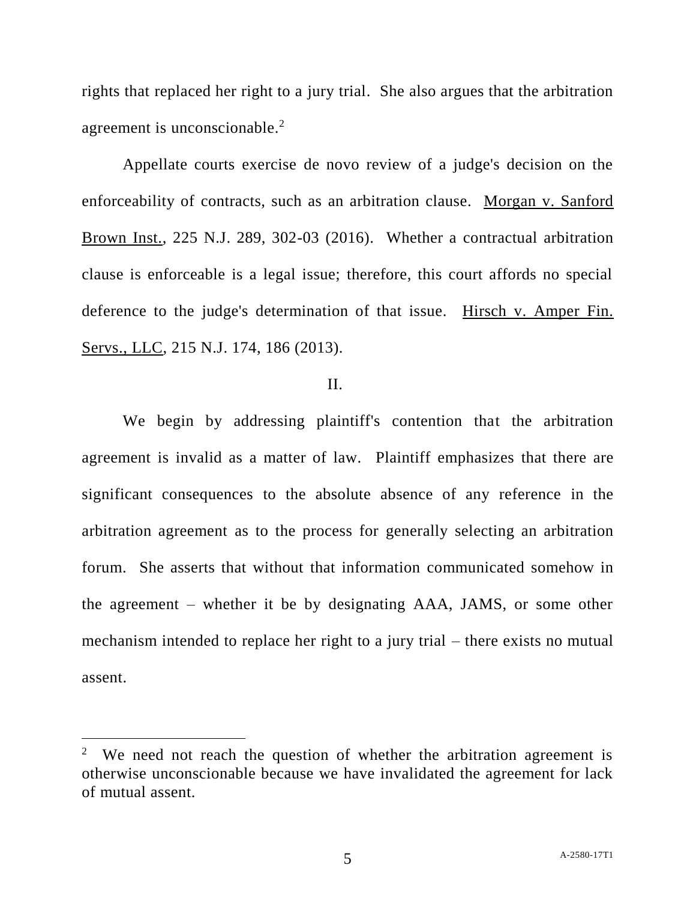rights that replaced her right to a jury trial. She also argues that the arbitration agreement is unconscionable.[2]

Appellate courts exercise de novo review of a judge's decision on the enforceability of contracts, such as an arbitration clause. Morgan v. Sanford Brown Inst., 225 N.J. 289, 302-03 (2016). Whether a contractual arbitration clause is enforceable is a legal issue; therefore, this court affords no special deference to the judge's determination of that issue. Hirsch v. Amper Fin. Servs., LLC, 215 N.J. 174, 186 (2013).

## II.

We begin by addressing plaintiff's contention that the arbitration agreement is invalid as a matter of law. Plaintiff emphasizes that there are significant consequences to the absolute absence of any reference in the arbitration agreement as to the process for generally selecting an arbitration forum. She asserts that without that information communicated somehow in the agreement – whether it be by designating AAA, JAMS, or some other mechanism intended to replace her right to a jury trial – there exists no mutual assent.

---

[2] We need not reach the question of whether the arbitration agreement is otherwise unconscionable because we have invalidated the agreement for lack of mutual assent.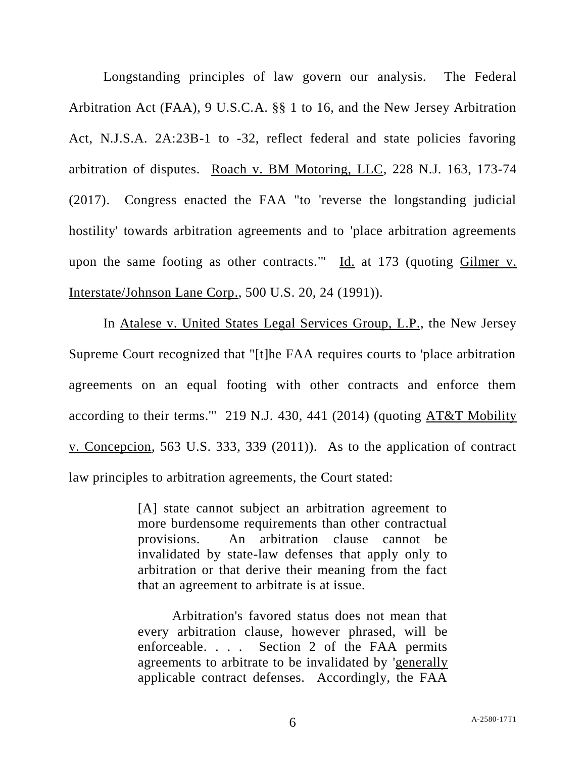Longstanding principles of law govern our analysis. The Federal Arbitration Act (FAA), 9 U.S.C.A. §§ 1 to 16, and the New Jersey Arbitration Act, N.J.S.A. 2A:23B-1 to -32, reflect federal and state policies favoring arbitration of disputes. Roach v. BM Motoring, LLC, 228 N.J. 163, 173-74 (2017). Congress enacted the FAA "to 'reverse the longstanding judicial hostility' towards arbitration agreements and to 'place arbitration agreements upon the same footing as other contracts.'" Id. at 173 (quoting Gilmer v. Interstate/Johnson Lane Corp., 500 U.S. 20, 24 (1991)).

In Atalese v. United States Legal Services Group, L.P., the New Jersey Supreme Court recognized that "[t]he FAA requires courts to 'place arbitration agreements on an equal footing with other contracts and enforce them according to their terms.'" 219 N.J. 430, 441 (2014) (quoting AT&T Mobility v. Concepcion, 563 U.S. 333, 339 (2011)). As to the application of contract law principles to arbitration agreements, the Court stated:

> [A] state cannot subject an arbitration agreement to more burdensome requirements than other contractual provisions. An arbitration clause cannot be invalidated by state-law defenses that apply only to arbitration or that derive their meaning from the fact that an agreement to arbitrate is at issue.
>
> Arbitration's favored status does not mean that every arbitration clause, however phrased, will be enforceable. . . . Section 2 of the FAA permits agreements to arbitrate to be invalidated by 'generally applicable contract defenses. Accordingly, the FAA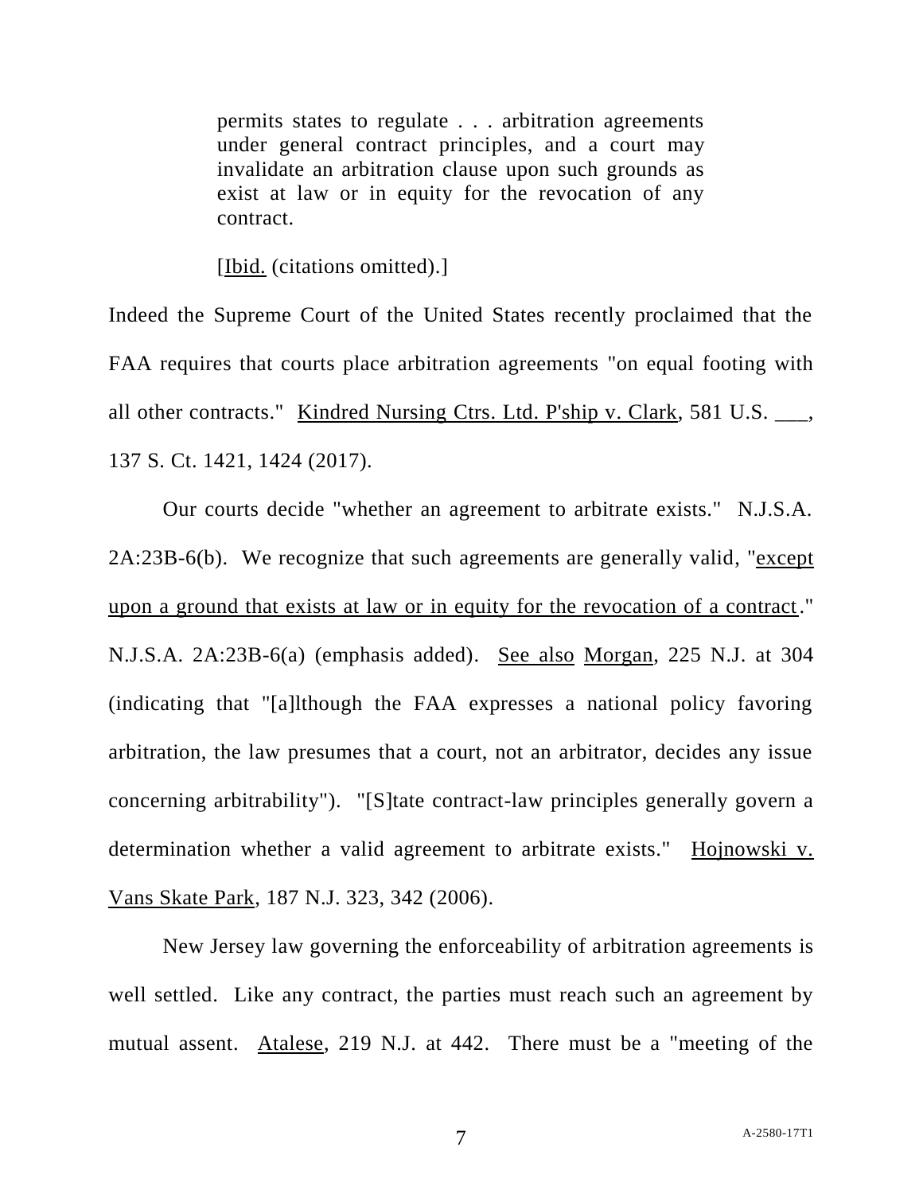> permits states to regulate . . . arbitration agreements under general contract principles, and a court may invalidate an arbitration clause upon such grounds as exist at law or in equity for the revocation of any contract.
>
> [Ibid. (citations omitted).]

Indeed the Supreme Court of the United States recently proclaimed that the FAA requires that courts place arbitration agreements "on equal footing with all other contracts." Kindred Nursing Ctrs. Ltd. P'ship v. Clark, 581 U.S. ___, 137 S. Ct. 1421, 1424 (2017).

Our courts decide "whether an agreement to arbitrate exists." N.J.S.A. 2A:23B-6(b). We recognize that such agreements are generally valid, "except upon a ground that exists at law or in equity for the revocation of a contract." N.J.S.A. 2A:23B-6(a) (emphasis added). See also Morgan, 225 N.J. at 304 (indicating that "[a]lthough the FAA expresses a national policy favoring arbitration, the law presumes that a court, not an arbitrator, decides any issue concerning arbitrability"). "[S]tate contract-law principles generally govern a determination whether a valid agreement to arbitrate exists." Hojnowski v. Vans Skate Park, 187 N.J. 323, 342 (2006).

New Jersey law governing the enforceability of arbitration agreements is well settled. Like any contract, the parties must reach such an agreement by mutual assent. Atalese, 219 N.J. at 442. There must be a "meeting of the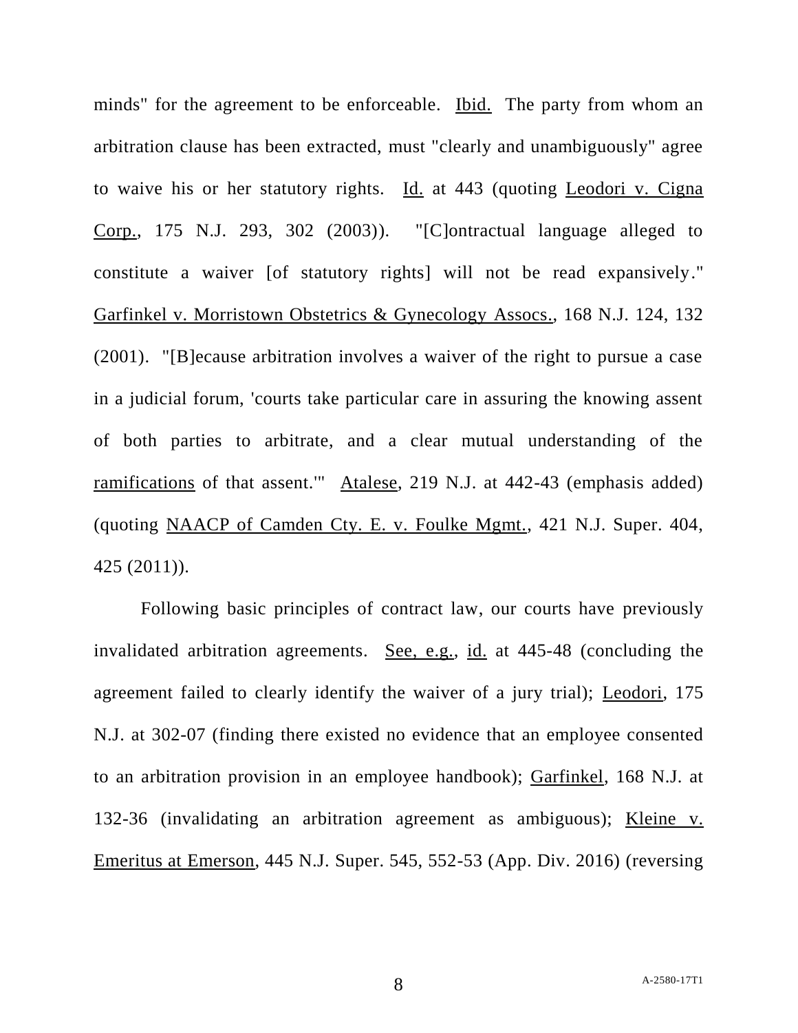minds" for the agreement to be enforceable. Ibid. The party from whom an arbitration clause has been extracted, must "clearly and unambiguously" agree to waive his or her statutory rights. Id. at 443 (quoting Leodori v. Cigna Corp., 175 N.J. 293, 302 (2003)). "[C]ontractual language alleged to constitute a waiver [of statutory rights] will not be read expansively." Garfinkel v. Morristown Obstetrics & Gynecology Assocs., 168 N.J. 124, 132 (2001). "[B]ecause arbitration involves a waiver of the right to pursue a case in a judicial forum, 'courts take particular care in assuring the knowing assent of both parties to arbitrate, and a clear mutual understanding of the ramifications of that assent.'" Atalese, 219 N.J. at 442-43 (emphasis added) (quoting NAACP of Camden Cty. E. v. Foulke Mgmt., 421 N.J. Super. 404, 425 (2011)).

Following basic principles of contract law, our courts have previously invalidated arbitration agreements. See, e.g., id. at 445-48 (concluding the agreement failed to clearly identify the waiver of a jury trial); Leodori, 175 N.J. at 302-07 (finding there existed no evidence that an employee consented to an arbitration provision in an employee handbook); Garfinkel, 168 N.J. at 132-36 (invalidating an arbitration agreement as ambiguous); Kleine v. Emeritus at Emerson, 445 N.J. Super. 545, 552-53 (App. Div. 2016) (reversing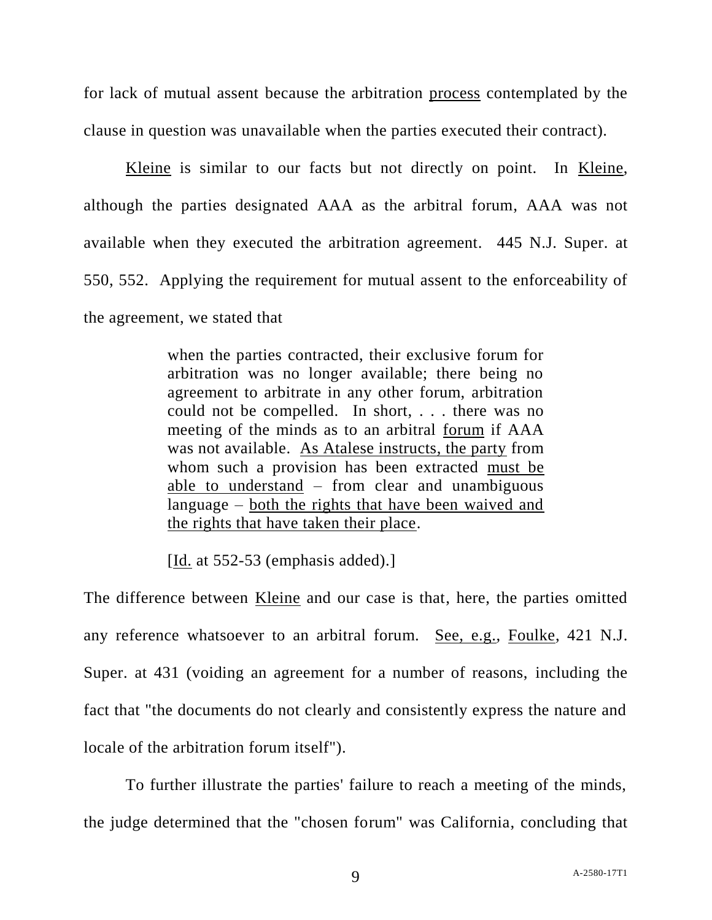for lack of mutual assent because the arbitration <u>process</u> contemplated by the clause in question was unavailable when the parties executed their contract).

<u>Kleine</u> is similar to our facts but not directly on point. In <u>Kleine</u>, although the parties designated AAA as the arbitral forum, AAA was not available when they executed the arbitration agreement. 445 N.J. Super. at 550, 552. Applying the requirement for mutual assent to the enforceability of the agreement, we stated that

> when the parties contracted, their exclusive forum for arbitration was no longer available; there being no agreement to arbitrate in any other forum, arbitration could not be compelled. In short, . . . there was no meeting of the minds as to an arbitral <u>forum</u> if AAA was not available. <u>As Atalese instructs, the party</u> from whom such a provision has been extracted <u>must be able to understand</u> – from clear and unambiguous language – <u>both the rights that have been waived and the rights that have taken their place</u>.
>
> [<u>Id.</u> at 552-53 (emphasis added).]

The difference between <u>Kleine</u> and our case is that, here, the parties omitted any reference whatsoever to an arbitral forum. <u>See, e.g.</u>, <u>Foulke</u>, 421 N.J. Super. at 431 (voiding an agreement for a number of reasons, including the fact that "the documents do not clearly and consistently express the nature and locale of the arbitration forum itself").

To further illustrate the parties' failure to reach a meeting of the minds, the judge determined that the "chosen forum" was California, concluding that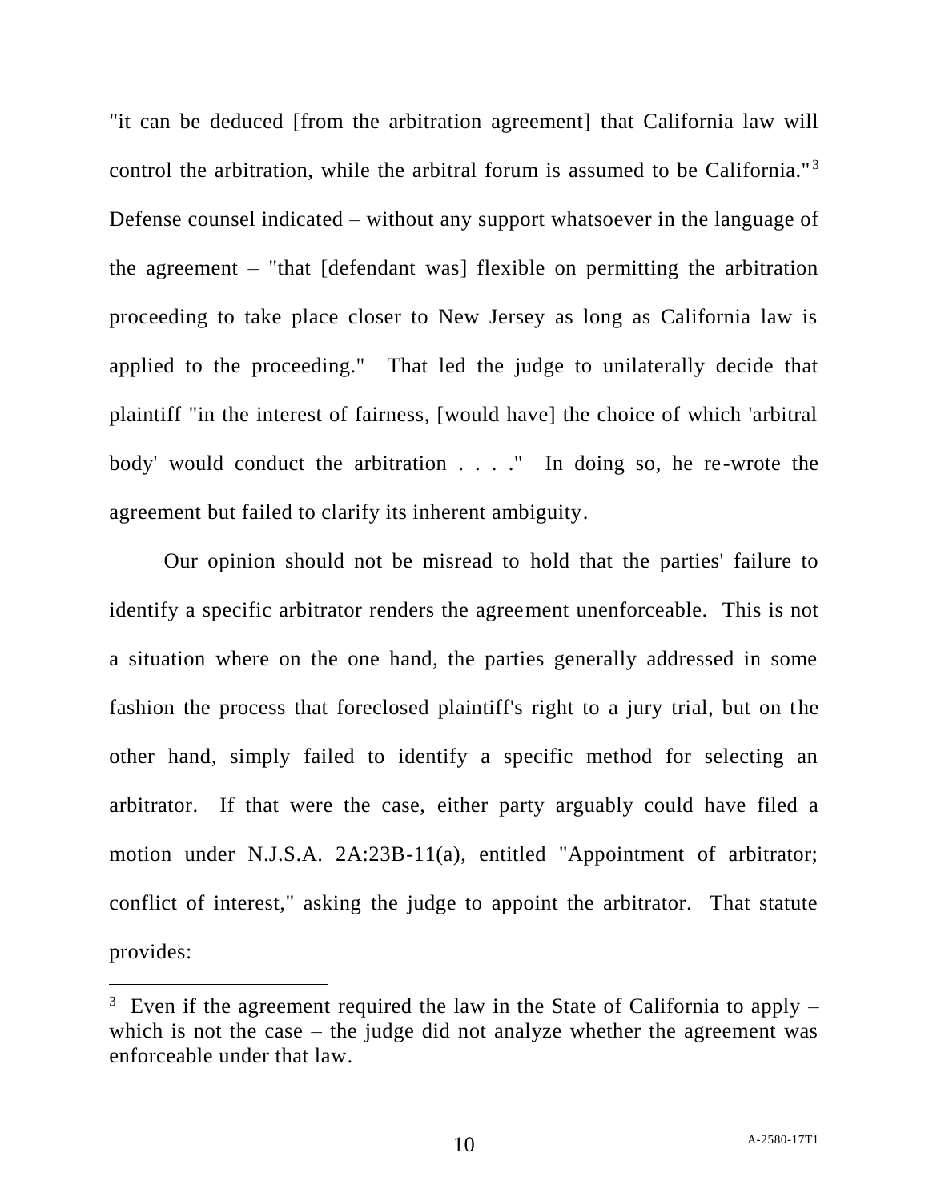"it can be deduced [from the arbitration agreement] that California law will control the arbitration, while the arbitral forum is assumed to be California."[3] Defense counsel indicated – without any support whatsoever in the language of the agreement – "that [defendant was] flexible on permitting the arbitration proceeding to take place closer to New Jersey as long as California law is applied to the proceeding." That led the judge to unilaterally decide that plaintiff "in the interest of fairness, [would have] the choice of which 'arbitral body' would conduct the arbitration . . . ." In doing so, he re-wrote the agreement but failed to clarify its inherent ambiguity.

Our opinion should not be misread to hold that the parties' failure to identify a specific arbitrator renders the agreement unenforceable. This is not a situation where on the one hand, the parties generally addressed in some fashion the process that foreclosed plaintiff's right to a jury trial, but on the other hand, simply failed to identify a specific method for selecting an arbitrator. If that were the case, either party arguably could have filed a motion under N.J.S.A. 2A:23B-11(a), entitled "Appointment of arbitrator; conflict of interest," asking the judge to appoint the arbitrator. That statute provides:

---

[3] Even if the agreement required the law in the State of California to apply – which is not the case – the judge did not analyze whether the agreement was enforceable under that law.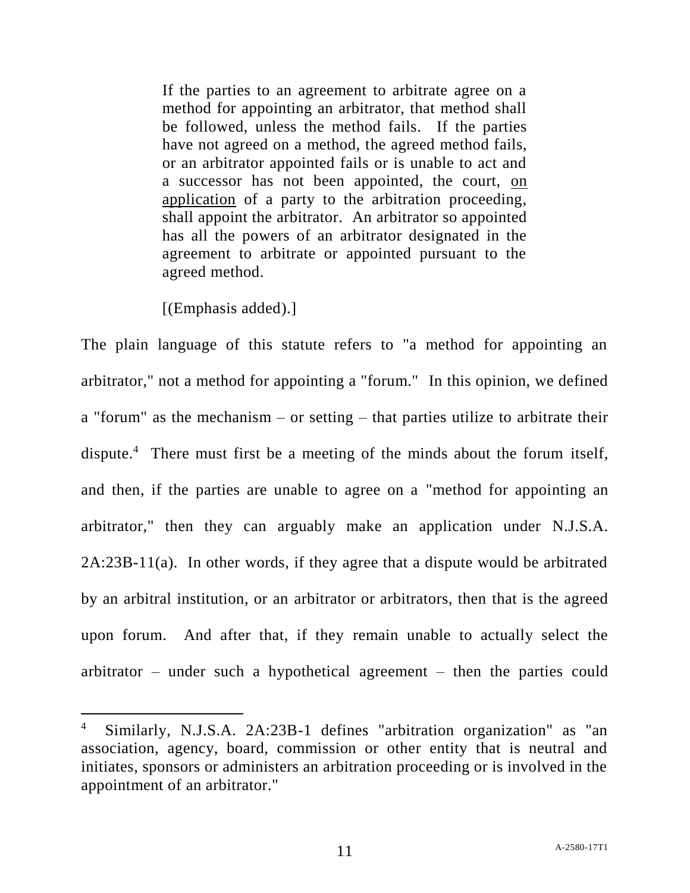> If the parties to an agreement to arbitrate agree on a method for appointing an arbitrator, that method shall be followed, unless the method fails. If the parties have not agreed on a method, the agreed method fails, or an arbitrator appointed fails or is unable to act and a successor has not been appointed, the court, <u>on application</u> of a party to the arbitration proceeding, shall appoint the arbitrator. An arbitrator so appointed has all the powers of an arbitrator designated in the agreement to arbitrate or appointed pursuant to the agreed method.
>
> [(Emphasis added).]

The plain language of this statute refers to "a method for appointing an arbitrator," not a method for appointing a "forum." In this opinion, we defined a "forum" as the mechanism – or setting – that parties utilize to arbitrate their dispute.[4] There must first be a meeting of the minds about the forum itself, and then, if the parties are unable to agree on a "method for appointing an arbitrator," then they can arguably make an application under N.J.S.A. 2A:23B-11(a). In other words, if they agree that a dispute would be arbitrated by an arbitral institution, or an arbitrator or arbitrators, then that is the agreed upon forum. And after that, if they remain unable to actually select the arbitrator – under such a hypothetical agreement – then the parties could

[4] Similarly, N.J.S.A. 2A:23B-1 defines "arbitration organization" as "an association, agency, board, commission or other entity that is neutral and initiates, sponsors or administers an arbitration proceeding or is involved in the appointment of an arbitrator."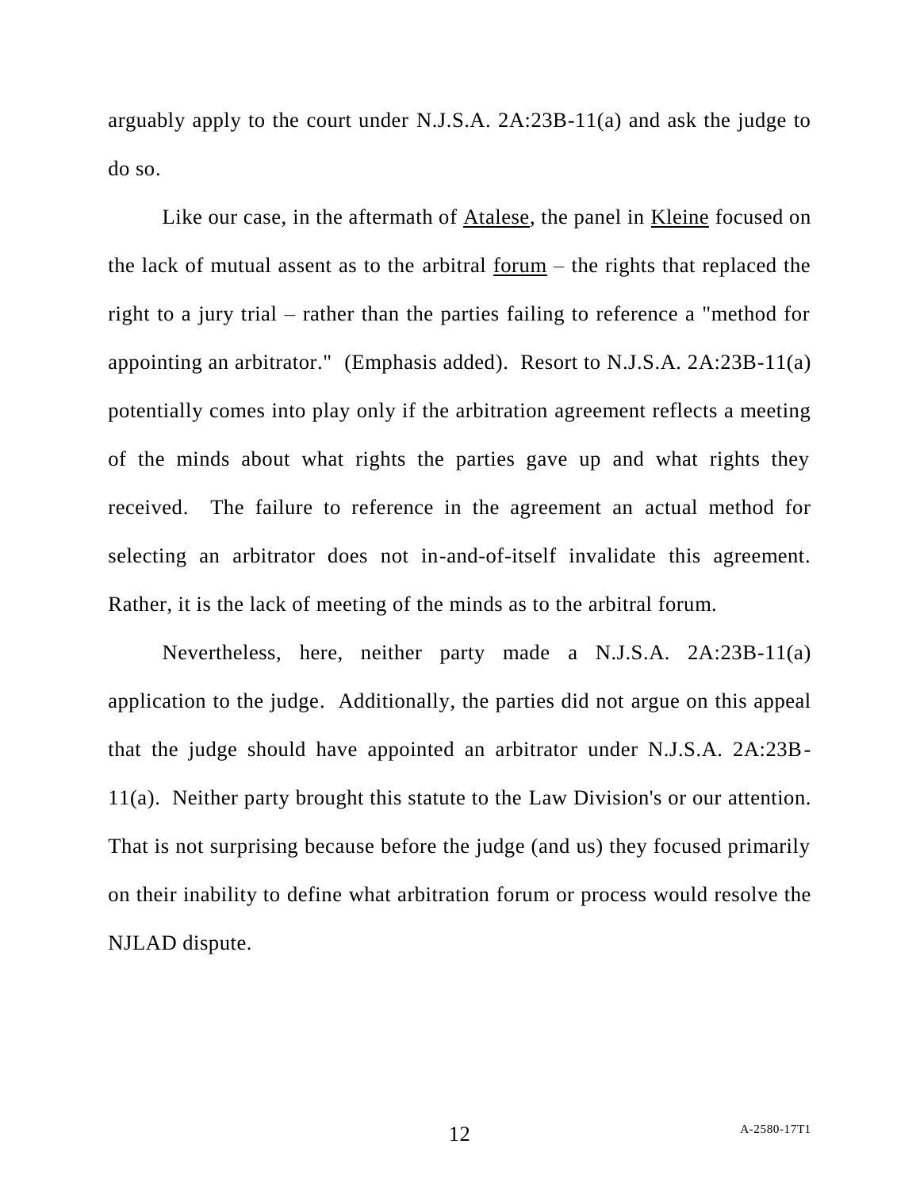arguably apply to the court under N.J.S.A. 2A:23B-11(a) and ask the judge to do so.

Like our case, in the aftermath of Atalese, the panel in Kleine focused on the lack of mutual assent as to the arbitral forum – the rights that replaced the right to a jury trial – rather than the parties failing to reference a "method for appointing an arbitrator." (Emphasis added). Resort to N.J.S.A. 2A:23B-11(a) potentially comes into play only if the arbitration agreement reflects a meeting of the minds about what rights the parties gave up and what rights they received. The failure to reference in the agreement an actual method for selecting an arbitrator does not in-and-of-itself invalidate this agreement. Rather, it is the lack of meeting of the minds as to the arbitral forum.

Nevertheless, here, neither party made a N.J.S.A. 2A:23B-11(a) application to the judge. Additionally, the parties did not argue on this appeal that the judge should have appointed an arbitrator under N.J.S.A. 2A:23B-11(a). Neither party brought this statute to the Law Division's or our attention. That is not surprising because before the judge (and us) they focused primarily on their inability to define what arbitration forum or process would resolve the NJLAD dispute.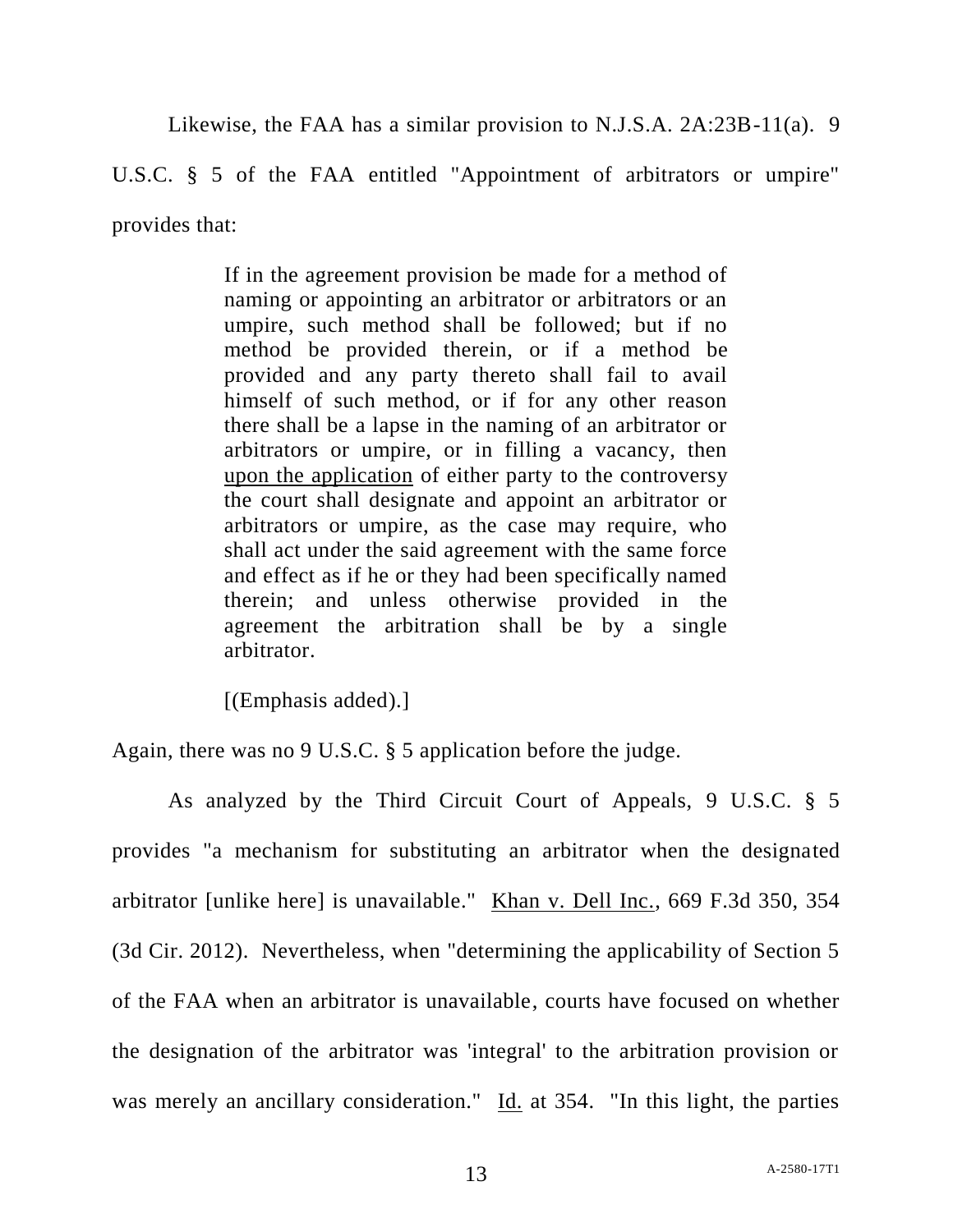Likewise, the FAA has a similar provision to N.J.S.A. 2A:23B-11(a). 9 U.S.C. § 5 of the FAA entitled "Appointment of arbitrators or umpire" provides that:

> If in the agreement provision be made for a method of naming or appointing an arbitrator or arbitrators or an umpire, such method shall be followed; but if no method be provided therein, or if a method be provided and any party thereto shall fail to avail himself of such method, or if for any other reason there shall be a lapse in the naming of an arbitrator or arbitrators or umpire, or in filling a vacancy, then <u>upon the application</u> of either party to the controversy the court shall designate and appoint an arbitrator or arbitrators or umpire, as the case may require, who shall act under the said agreement with the same force and effect as if he or they had been specifically named therein; and unless otherwise provided in the agreement the arbitration shall be by a single arbitrator.
>
> [(Emphasis added).]

Again, there was no 9 U.S.C. § 5 application before the judge.

As analyzed by the Third Circuit Court of Appeals, 9 U.S.C. § 5 provides "a mechanism for substituting an arbitrator when the designated arbitrator [unlike here] is unavailable." <u>Khan v. Dell Inc.</u>, 669 F.3d 350, 354 (3d Cir. 2012). Nevertheless, when "determining the applicability of Section 5 of the FAA when an arbitrator is unavailable, courts have focused on whether the designation of the arbitrator was 'integral' to the arbitration provision or was merely an ancillary consideration." <u>Id.</u> at 354. "In this light, the parties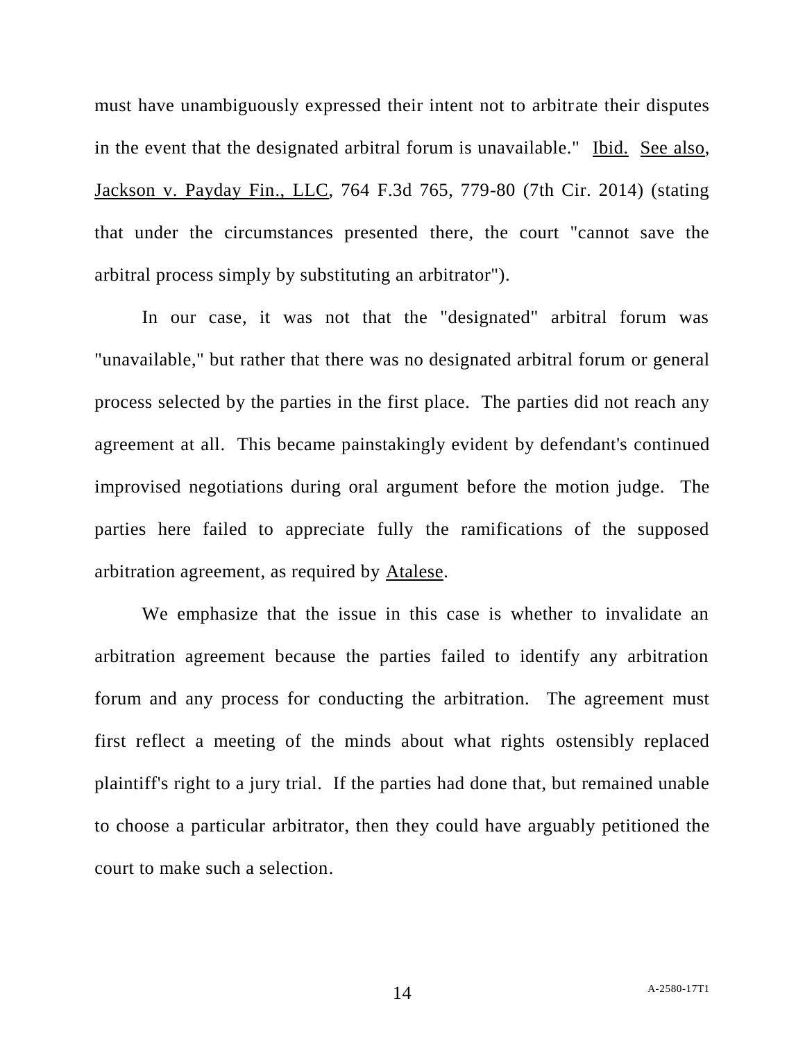must have unambiguously expressed their intent not to arbitrate their disputes in the event that the designated arbitral forum is unavailable." Ibid. See also, Jackson v. Payday Fin., LLC, 764 F.3d 765, 779-80 (7th Cir. 2014) (stating that under the circumstances presented there, the court "cannot save the arbitral process simply by substituting an arbitrator").

In our case, it was not that the "designated" arbitral forum was "unavailable," but rather that there was no designated arbitral forum or general process selected by the parties in the first place. The parties did not reach any agreement at all. This became painstakingly evident by defendant's continued improvised negotiations during oral argument before the motion judge. The parties here failed to appreciate fully the ramifications of the supposed arbitration agreement, as required by Atalese.

We emphasize that the issue in this case is whether to invalidate an arbitration agreement because the parties failed to identify any arbitration forum and any process for conducting the arbitration. The agreement must first reflect a meeting of the minds about what rights ostensibly replaced plaintiff's right to a jury trial. If the parties had done that, but remained unable to choose a particular arbitrator, then they could have arguably petitioned the court to make such a selection.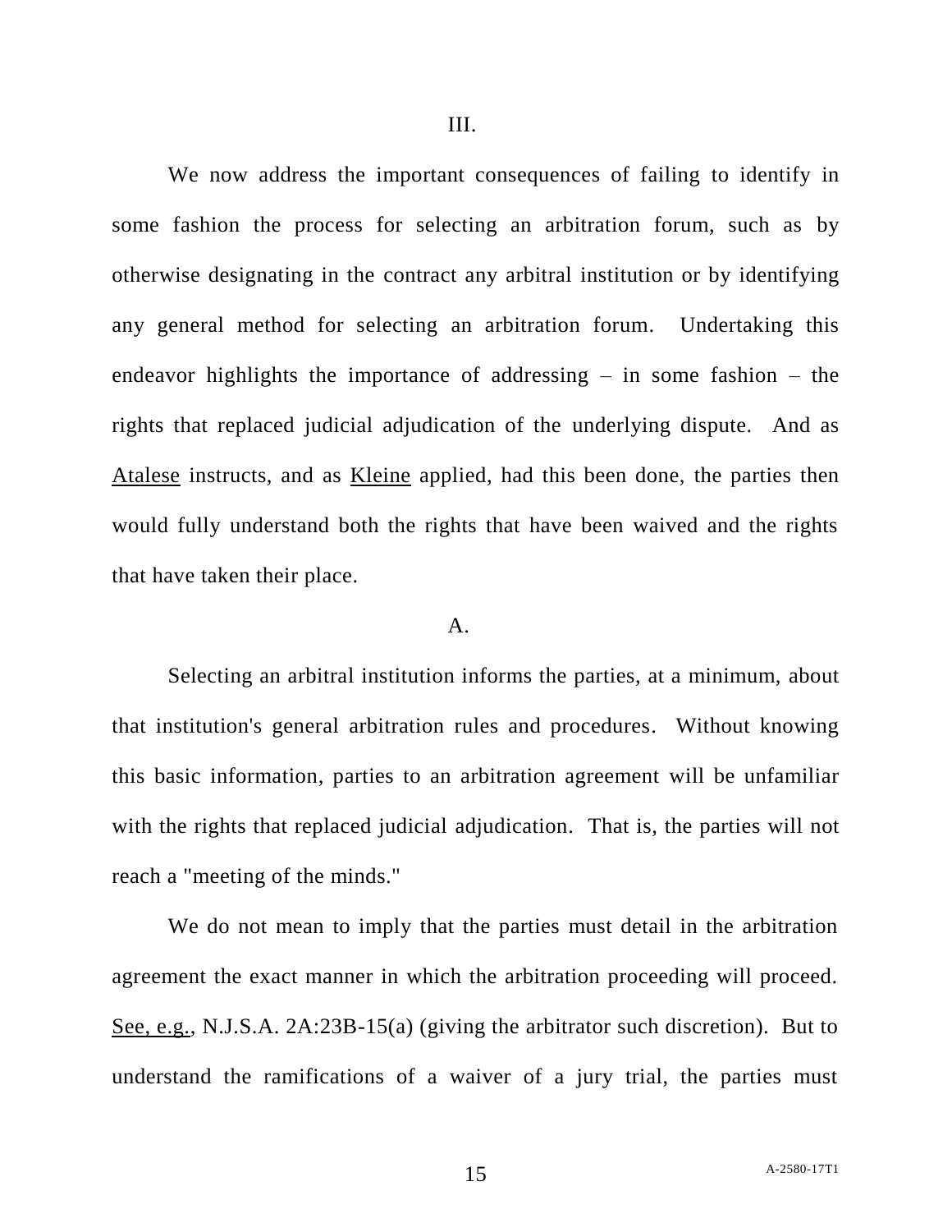III.

We now address the important consequences of failing to identify in some fashion the process for selecting an arbitration forum, such as by otherwise designating in the contract any arbitral institution or by identifying any general method for selecting an arbitration forum. Undertaking this endeavor highlights the importance of addressing – in some fashion – the rights that replaced judicial adjudication of the underlying dispute. And as Atalese instructs, and as Kleine applied, had this been done, the parties then would fully understand both the rights that have been waived and the rights that have taken their place.

A.

Selecting an arbitral institution informs the parties, at a minimum, about that institution's general arbitration rules and procedures. Without knowing this basic information, parties to an arbitration agreement will be unfamiliar with the rights that replaced judicial adjudication. That is, the parties will not reach a "meeting of the minds."

We do not mean to imply that the parties must detail in the arbitration agreement the exact manner in which the arbitration proceeding will proceed. See, e.g., N.J.S.A. 2A:23B-15(a) (giving the arbitrator such discretion). But to understand the ramifications of a waiver of a jury trial, the parties must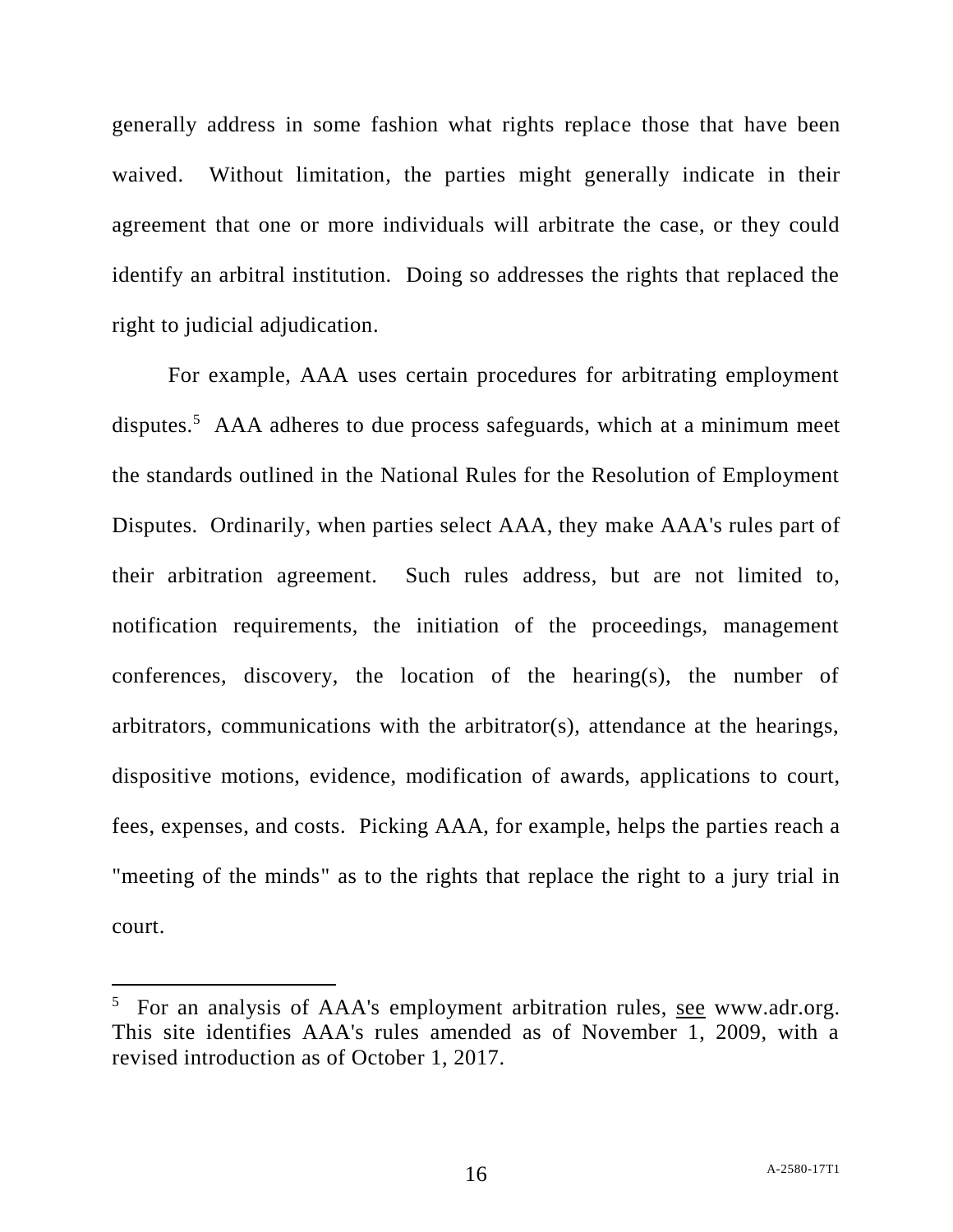generally address in some fashion what rights replace those that have been waived. Without limitation, the parties might generally indicate in their agreement that one or more individuals will arbitrate the case, or they could identify an arbitral institution. Doing so addresses the rights that replaced the right to judicial adjudication.

For example, AAA uses certain procedures for arbitrating employment disputes.[5] AAA adheres to due process safeguards, which at a minimum meet the standards outlined in the National Rules for the Resolution of Employment Disputes. Ordinarily, when parties select AAA, they make AAA's rules part of their arbitration agreement. Such rules address, but are not limited to, notification requirements, the initiation of the proceedings, management conferences, discovery, the location of the hearing(s), the number of arbitrators, communications with the arbitrator(s), attendance at the hearings, dispositive motions, evidence, modification of awards, applications to court, fees, expenses, and costs. Picking AAA, for example, helps the parties reach a "meeting of the minds" as to the rights that replace the right to a jury trial in court.

---

[5] For an analysis of AAA's employment arbitration rules, see www.adr.org. This site identifies AAA's rules amended as of November 1, 2009, with a revised introduction as of October 1, 2017.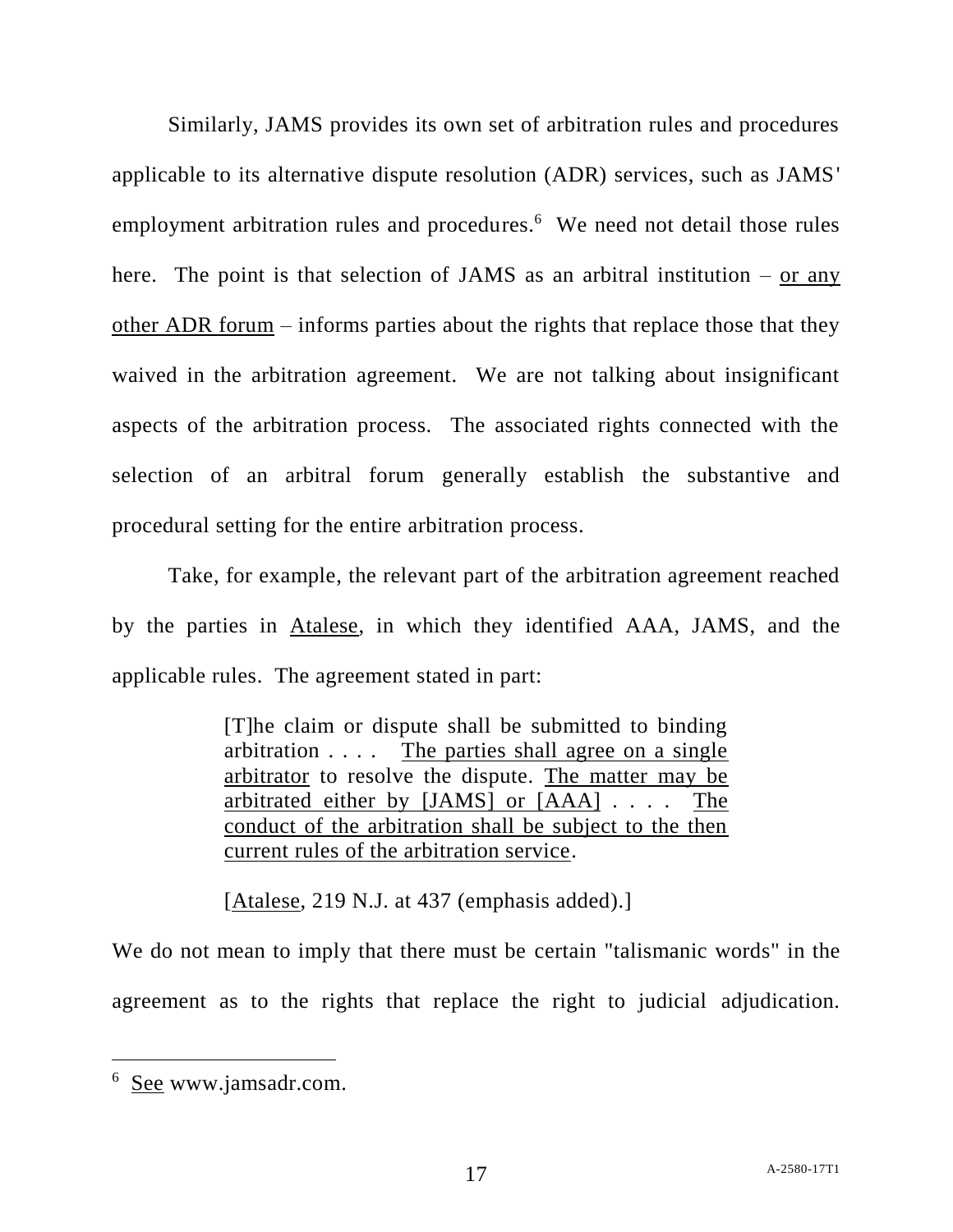Similarly, JAMS provides its own set of arbitration rules and procedures applicable to its alternative dispute resolution (ADR) services, such as JAMS' employment arbitration rules and procedures.[6] We need not detail those rules here. The point is that selection of JAMS as an arbitral institution – <u>or any other ADR forum</u> – informs parties about the rights that replace those that they waived in the arbitration agreement. We are not talking about insignificant aspects of the arbitration process. The associated rights connected with the selection of an arbitral forum generally establish the substantive and procedural setting for the entire arbitration process.

Take, for example, the relevant part of the arbitration agreement reached by the parties in <u>Atalese</u>, in which they identified AAA, JAMS, and the applicable rules. The agreement stated in part:

> [T]he claim or dispute shall be submitted to binding arbitration . . . . <u>The parties shall agree on a single arbitrator</u> to resolve the dispute. <u>The matter may be arbitrated either by [JAMS] or [AAA]</u> . . . . <u>The conduct of the arbitration shall be subject to the then current rules of the arbitration service</u>.
>
> [<u>Atalese</u>, 219 N.J. at 437 (emphasis added).]

We do not mean to imply that there must be certain "talismanic words" in the agreement as to the rights that replace the right to judicial adjudication.

---

[6] <u>See</u> www.jamsadr.com.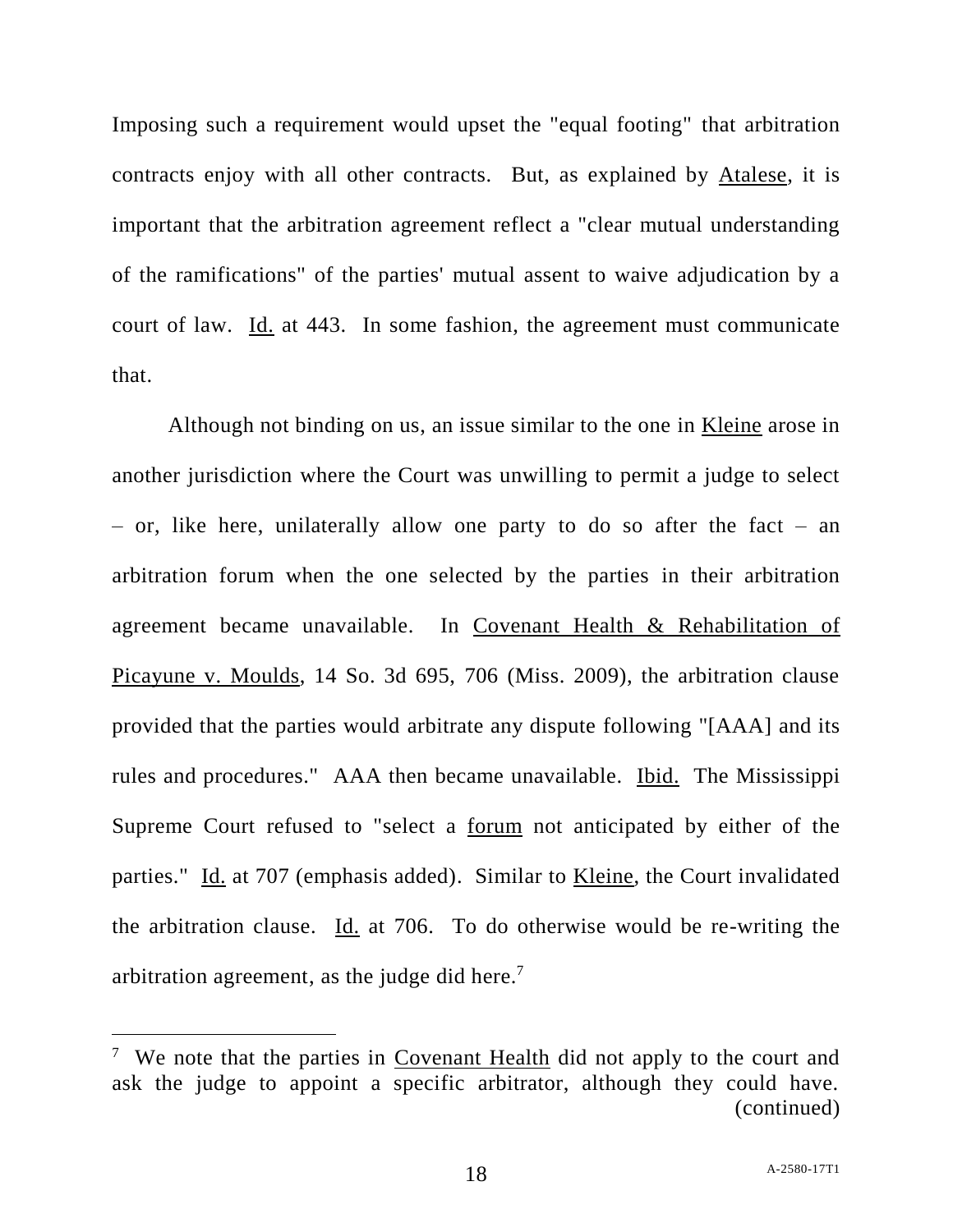Imposing such a requirement would upset the "equal footing" that arbitration contracts enjoy with all other contracts. But, as explained by Atalese, it is important that the arbitration agreement reflect a "clear mutual understanding of the ramifications" of the parties' mutual assent to waive adjudication by a court of law. Id. at 443. In some fashion, the agreement must communicate that.

Although not binding on us, an issue similar to the one in Kleine arose in another jurisdiction where the Court was unwilling to permit a judge to select – or, like here, unilaterally allow one party to do so after the fact – an arbitration forum when the one selected by the parties in their arbitration agreement became unavailable. In Covenant Health & Rehabilitation of Picayune v. Moulds, 14 So. 3d 695, 706 (Miss. 2009), the arbitration clause provided that the parties would arbitrate any dispute following "[AAA] and its rules and procedures." AAA then became unavailable. Ibid. The Mississippi Supreme Court refused to "select a forum not anticipated by either of the parties." Id. at 707 (emphasis added). Similar to Kleine, the Court invalidated the arbitration clause. Id. at 706. To do otherwise would be re-writing the arbitration agreement, as the judge did here.[7]

---

[7] We note that the parties in Covenant Health did not apply to the court and ask the judge to appoint a specific arbitrator, although they could have. (continued)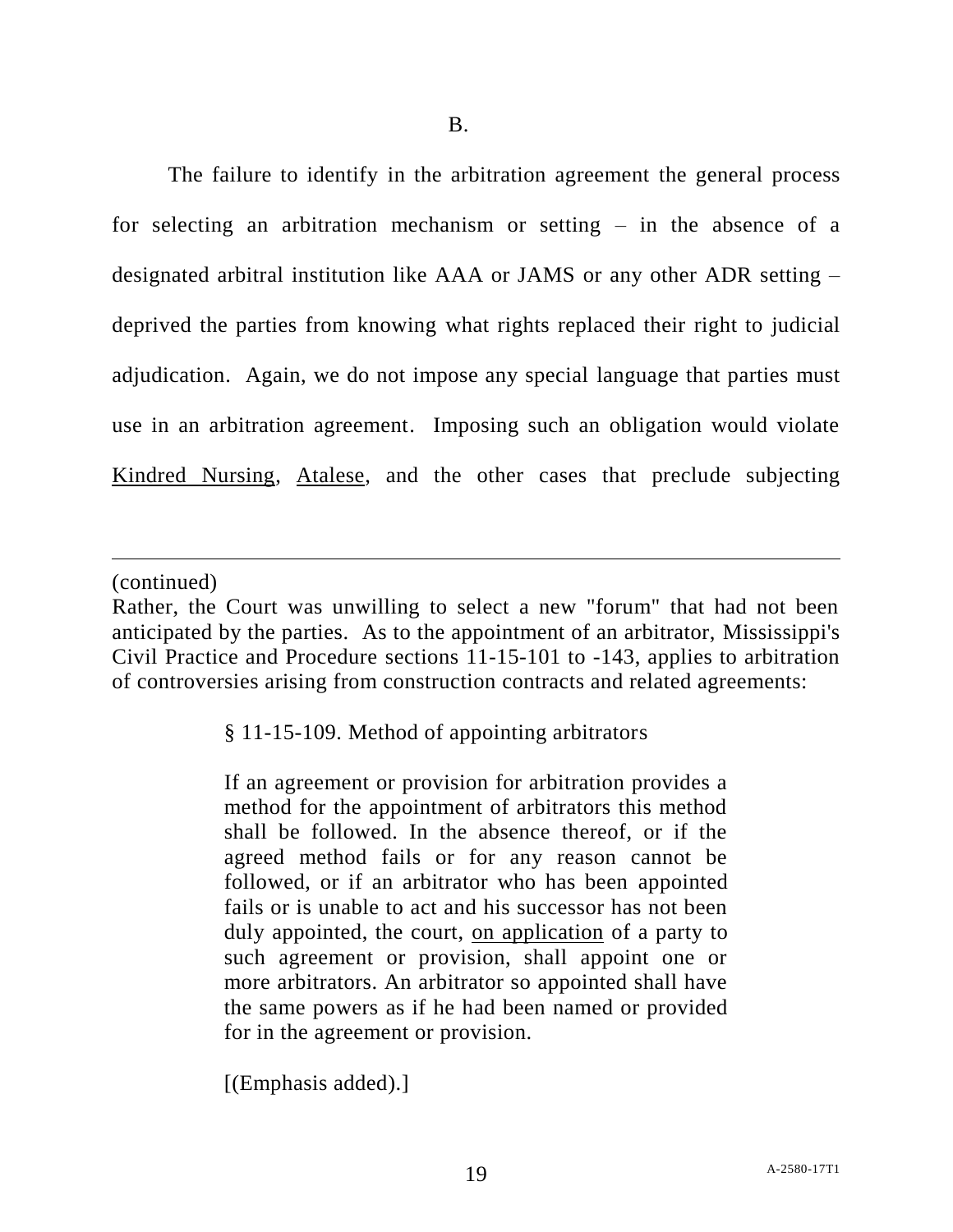B.

The failure to identify in the arbitration agreement the general process for selecting an arbitration mechanism or setting – in the absence of a designated arbitral institution like AAA or JAMS or any other ADR setting – deprived the parties from knowing what rights replaced their right to judicial adjudication. Again, we do not impose any special language that parties must use in an arbitration agreement. Imposing such an obligation would violate Kindred Nursing, Atalese, and the other cases that preclude subjecting

---

(continued)

Rather, the Court was unwilling to select a new "forum" that had not been anticipated by the parties. As to the appointment of an arbitrator, Mississippi's Civil Practice and Procedure sections 11-15-101 to -143, applies to arbitration of controversies arising from construction contracts and related agreements:

> § 11-15-109. Method of appointing arbitrators
>
> If an agreement or provision for arbitration provides a method for the appointment of arbitrators this method shall be followed. In the absence thereof, or if the agreed method fails or for any reason cannot be followed, or if an arbitrator who has been appointed fails or is unable to act and his successor has not been duly appointed, the court, <u>on application</u> of a party to such agreement or provision, shall appoint one or more arbitrators. An arbitrator so appointed shall have the same powers as if he had been named or provided for in the agreement or provision.
>
> [(Emphasis added).]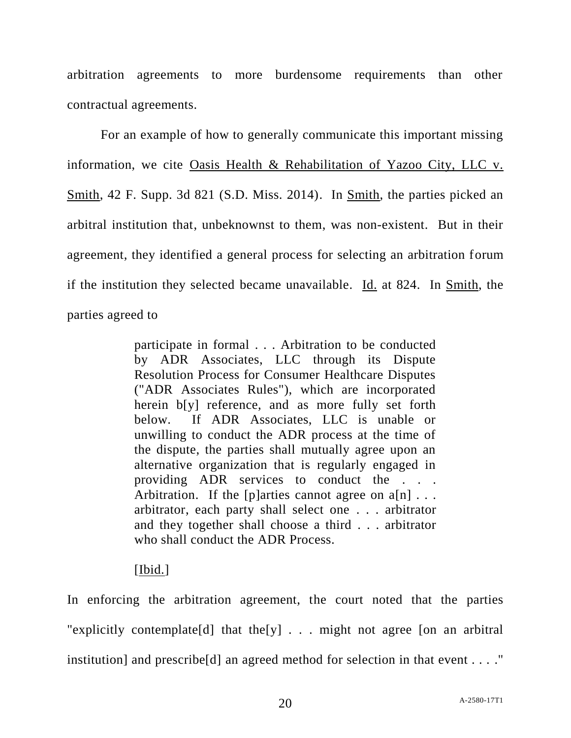arbitration agreements to more burdensome requirements than other contractual agreements.

For an example of how to generally communicate this important missing information, we cite Oasis Health & Rehabilitation of Yazoo City, LLC v. Smith, 42 F. Supp. 3d 821 (S.D. Miss. 2014). In Smith, the parties picked an arbitral institution that, unbeknownst to them, was non-existent. But in their agreement, they identified a general process for selecting an arbitration forum if the institution they selected became unavailable. Id. at 824. In Smith, the parties agreed to

> participate in formal . . . Arbitration to be conducted by ADR Associates, LLC through its Dispute Resolution Process for Consumer Healthcare Disputes ("ADR Associates Rules"), which are incorporated herein b[y] reference, and as more fully set forth below. If ADR Associates, LLC is unable or unwilling to conduct the ADR process at the time of the dispute, the parties shall mutually agree upon an alternative organization that is regularly engaged in providing ADR services to conduct the . . . Arbitration. If the [p]arties cannot agree on a[n] . . . arbitrator, each party shall select one . . . arbitrator and they together shall choose a third . . . arbitrator who shall conduct the ADR Process.
>
> [Ibid.]

In enforcing the arbitration agreement, the court noted that the parties "explicitly contemplate[d] that the[y] . . . might not agree [on an arbitral institution] and prescribe[d] an agreed method for selection in that event . . . ."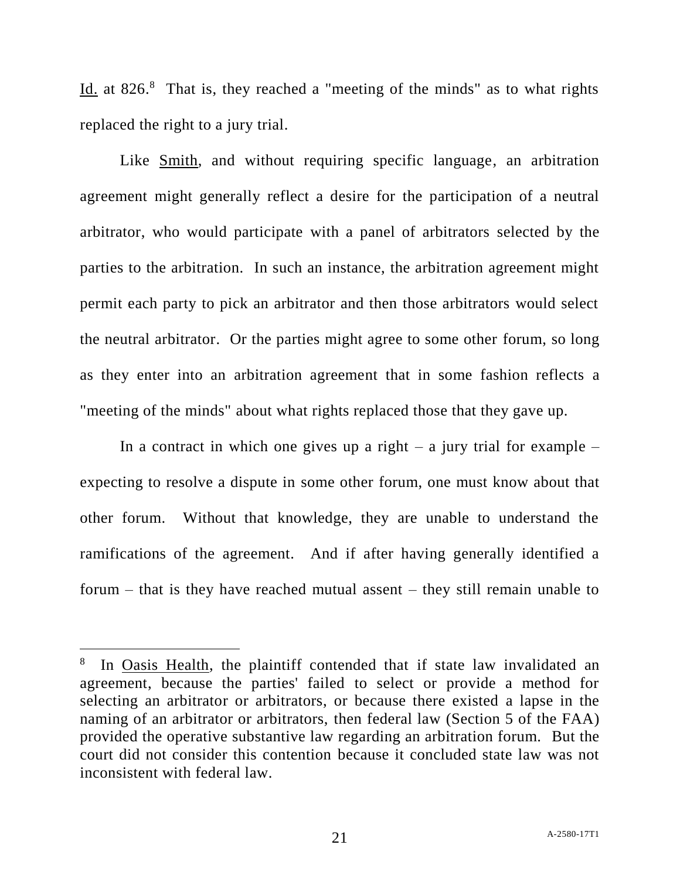Id. at 826.[8] That is, they reached a "meeting of the minds" as to what rights replaced the right to a jury trial.

Like Smith, and without requiring specific language, an arbitration agreement might generally reflect a desire for the participation of a neutral arbitrator, who would participate with a panel of arbitrators selected by the parties to the arbitration. In such an instance, the arbitration agreement might permit each party to pick an arbitrator and then those arbitrators would select the neutral arbitrator. Or the parties might agree to some other forum, so long as they enter into an arbitration agreement that in some fashion reflects a "meeting of the minds" about what rights replaced those that they gave up.

In a contract in which one gives up a right – a jury trial for example – expecting to resolve a dispute in some other forum, one must know about that other forum. Without that knowledge, they are unable to understand the ramifications of the agreement. And if after having generally identified a forum – that is they have reached mutual assent – they still remain unable to

---

[8] In Oasis Health, the plaintiff contended that if state law invalidated an agreement, because the parties' failed to select or provide a method for selecting an arbitrator or arbitrators, or because there existed a lapse in the naming of an arbitrator or arbitrators, then federal law (Section 5 of the FAA) provided the operative substantive law regarding an arbitration forum. But the court did not consider this contention because it concluded state law was not inconsistent with federal law.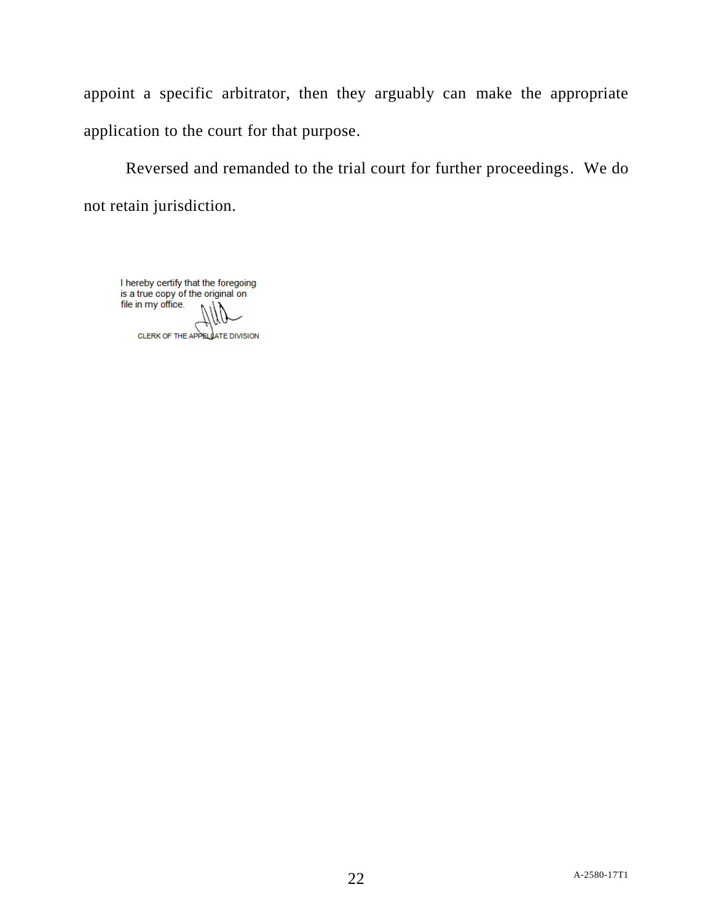appoint a specific arbitrator, then they arguably can make the appropriate application to the court for that purpose.

Reversed and remanded to the trial court for further proceedings. We do not retain jurisdiction.

I hereby certify that the foregoing is a true copy of the original on file in my office.

CLERK OF THE APPELLATE DIVISION